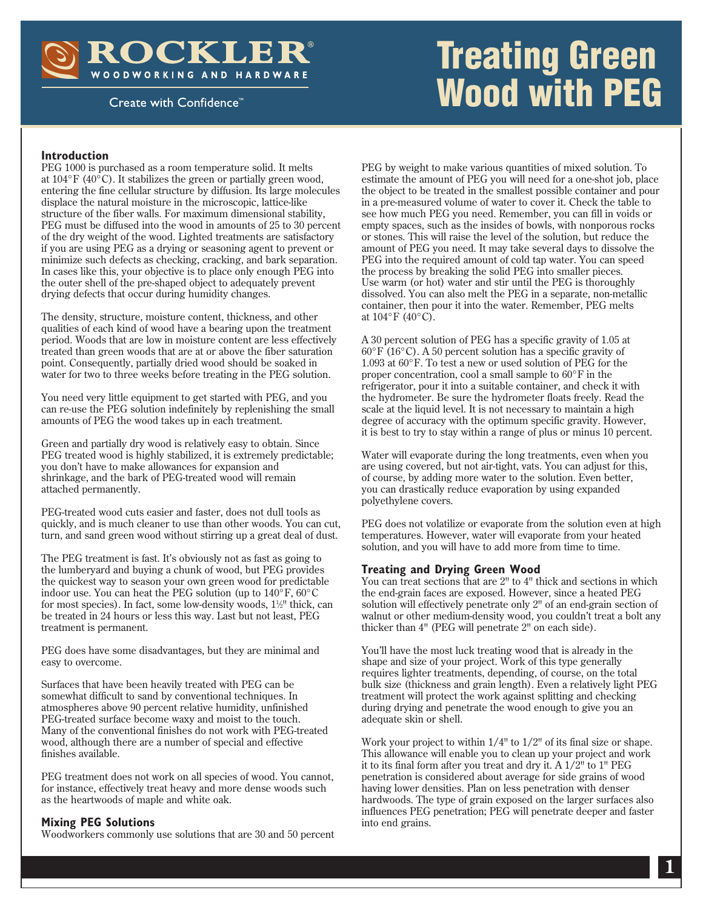# Treating Green Wood with PEG

ROCKLER® WOODWORKING AND HARDWARE

Create with Confidence™

## Introduction

PEG 1000 is purchased as a room temperature solid. It melts at 104°F (40°C). It stabilizes the green or partially green wood, entering the fine cellular structure by diffusion. Its large molecules displace the natural moisture in the microscopic, lattice-like structure of the fiber walls. For maximum dimensional stability, PEG must be diffused into the wood in amounts of 25 to 30 percent of the dry weight of the wood. Lighted treatments are satisfactory if you are using PEG as a drying or seasoning agent to prevent or minimize such defects as checking, cracking, and bark separation. In cases like this, your objective is to place only enough PEG into the outer shell of the pre-shaped object to adequately prevent drying defects that occur during humidity changes.

The density, structure, moisture content, thickness, and other qualities of each kind of wood have a bearing upon the treatment period. Woods that are low in moisture content are less effectively treated than green woods that are at or above the fiber saturation point. Consequently, partially dried wood should be soaked in water for two to three weeks before treating in the PEG solution.

You need very little equipment to get started with PEG, and you can re-use the PEG solution indefinitely by replenishing the small amounts of PEG the wood takes up in each treatment.

Green and partially dry wood is relatively easy to obtain. Since PEG treated wood is highly stabilized, it is extremely predictable; you don't have to make allowances for expansion and shrinkage, and the bark of PEG-treated wood will remain attached permanently.

PEG-treated wood cuts easier and faster, does not dull tools as quickly, and is much cleaner to use than other woods. You can cut, turn, and sand green wood without stirring up a great deal of dust.

The PEG treatment is fast. It's obviously not as fast as going to the lumberyard and buying a chunk of wood, but PEG provides the quickest way to season your own green wood for predictable indoor use. You can heat the PEG solution (up to 140°F, 60°C for most species). In fact, some low-density woods, 1½" thick, can be treated in 24 hours or less this way. Last but not least, PEG treatment is permanent.

PEG does have some disadvantages, but they are minimal and easy to overcome.

Surfaces that have been heavily treated with PEG can be somewhat difficult to sand by conventional techniques. In atmospheres above 90 percent relative humidity, unfinished PEG-treated surface become waxy and moist to the touch. Many of the conventional finishes do not work with PEG-treated wood, although there are a number of special and effective finishes available.

PEG treatment does not work on all species of wood. You cannot, for instance, effectively treat heavy and more dense woods such as the heartwoods of maple and white oak.

## Mixing PEG Solutions

Woodworkers commonly use solutions that are 30 and 50 percent PEG by weight to make various quantities of mixed solution. To estimate the amount of PEG you will need for a one-shot job, place the object to be treated in the smallest possible container and pour in a pre-measured volume of water to cover it. Check the table to see how much PEG you need. Remember, you can fill in voids or empty spaces, such as the insides of bowls, with nonporous rocks or stones. This will raise the level of the solution, but reduce the amount of PEG you need. It may take several days to dissolve the PEG into the required amount of cold tap water. You can speed the process by breaking the solid PEG into smaller pieces. Use warm (or hot) water and stir until the PEG is thoroughly dissolved. You can also melt the PEG in a separate, non-metallic container, then pour it into the water. Remember, PEG melts at 104°F (40°C).

A 30 percent solution of PEG has a specific gravity of 1.05 at 60°F (16°C). A 50 percent solution has a specific gravity of 1.093 at 60°F. To test a new or used solution of PEG for the proper concentration, cool a small sample to 60°F in the refrigerator, pour it into a suitable container, and check it with the hydrometer. Be sure the hydrometer floats freely. Read the scale at the liquid level. It is not necessary to maintain a high degree of accuracy with the optimum specific gravity. However, it is best to try to stay within a range of plus or minus 10 percent.

Water will evaporate during the long treatments, even when you are using covered, but not air-tight, vats. You can adjust for this, of course, by adding more water to the solution. Even better, you can drastically reduce evaporation by using expanded polyethylene covers.

PEG does not volatilize or evaporate from the solution even at high temperatures. However, water will evaporate from your heated solution, and you will have to add more from time to time.

## Treating and Drying Green Wood

You can treat sections that are 2" to 4" thick and sections in which the end-grain faces are exposed. However, since a heated PEG solution will effectively penetrate only 2" of an end-grain section of walnut or other medium-density wood, you couldn't treat a bolt any thicker than 4" (PEG will penetrate 2" on each side).

You'll have the most luck treating wood that is already in the shape and size of your project. Work of this type generally requires lighter treatments, depending, of course, on the total bulk size (thickness and grain length). Even a relatively light PEG treatment will protect the work against splitting and checking during drying and penetrate the wood enough to give you an adequate skin or shell.

Work your project to within 1/4" to 1/2" of its final size or shape. This allowance will enable you to clean up your project and work it to its final form after you treat and dry it. A 1/2" to 1" PEG penetration is considered about average for side grains of wood having lower densities. Plan on less penetration with denser hardwoods. The type of grain exposed on the larger surfaces also influences PEG penetration; PEG will penetrate deeper and faster into end grains.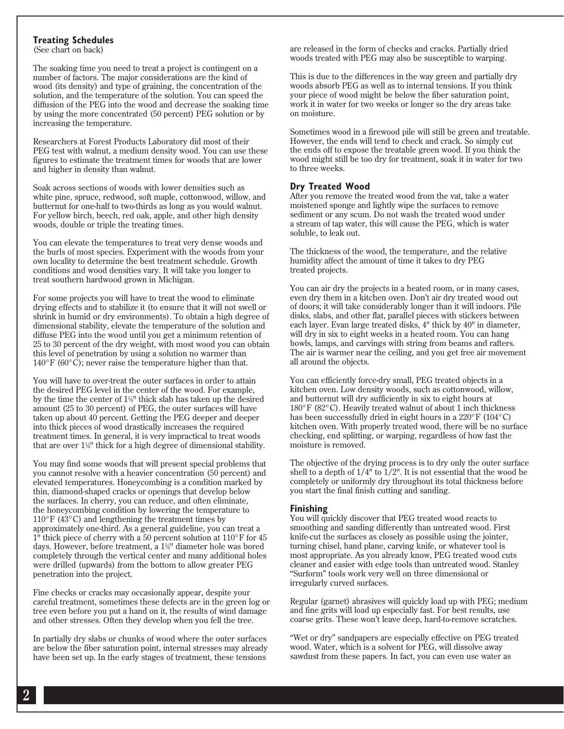### Treating Schedules

(See chart on back)

The soaking time you need to treat a project is contingent on a number of factors. The major considerations are the kind of wood (its density) and type of graining, the concentration of the solution, and the temperature of the solution. You can speed the diffusion of the PEG into the wood and decrease the soaking time by using the more concentrated (50 percent) PEG solution or by increasing the temperature.

Researchers at Forest Products Laboratory did most of their PEG test with walnut, a medium density wood. You can use these figures to estimate the treatment times for woods that are lower and higher in density than walnut.

Soak across sections of woods with lower densities such as white pine, spruce, redwood, soft maple, cottonwood, willow, and butternut for one-half to two-thirds as long as you would walnut. For yellow birch, beech, red oak, apple, and other high density woods, double or triple the treating times.

You can elevate the temperatures to treat very dense woods and the burls of most species. Experiment with the woods from your own locality to determine the best treatment schedule. Growth conditions and wood densities vary. It will take you longer to treat southern hardwood grown in Michigan.

For some projects you will have to treat the wood to eliminate drying effects and to stabilize it (to ensure that it will not swell or shrink in humid or dry environments). To obtain a high degree of dimensional stability, elevate the temperature of the solution and diffuse PEG into the wood until you get a minimum retention of 25 to 30 percent of the dry weight, with most wood you can obtain this level of penetration by using a solution no warmer than 140°F (60°C); never raise the temperature higher than that.

You will have to over-treat the outer surfaces in order to attain the desired PEG level in the center of the wood. For example, by the time the center of 1¼" thick slab has taken up the desired amount (25 to 30 percent) of PEG, the outer surfaces will have taken up about 40 percent. Getting the PEG deeper and deeper into thick pieces of wood drastically increases the required treatment times. In general, it is very impractical to treat woods that are over 1¼" thick for a high degree of dimensional stability.

You may find some woods that will present special problems that you cannot resolve with a heavier concentration (50 percent) and elevated temperatures. Honeycombing is a condition marked by thin, diamond-shaped cracks or openings that develop below the surfaces. In cherry, you can reduce, and often eliminate, the honeycombing condition by lowering the temperature to 110°F (43°C) and lengthening the treatment times by approximately one-third. As a general guideline, you can treat a 1" thick piece of cherry with a 50 percent solution at 110°F for 45 days. However, before treatment, a 1¾" diameter hole was bored completely through the vertical center and many additional holes were drilled (upwards) from the bottom to allow greater PEG penetration into the project.

Fine checks or cracks may occasionally appear, despite your careful treatment, sometimes these defects are in the green log or tree even before you put a hand on it, the results of wind damage and other stresses. Often they develop when you fell the tree.

In partially dry slabs or chunks of wood where the outer surfaces are below the fiber saturation point, internal stresses may already have been set up. In the early stages of treatment, these tensions are released in the form of checks and cracks. Partially dried woods treated with PEG may also be susceptible to warping.

This is due to the differences in the way green and partially dry woods absorb PEG as well as to internal tensions. If you think your piece of wood might be below the fiber saturation point, work it in water for two weeks or longer so the dry areas take on moisture.

Sometimes wood in a firewood pile will still be green and treatable. However, the ends will tend to check and crack. So simply cut the ends off to expose the treatable green wood. If you think the wood might still be too dry for treatment, soak it in water for two to three weeks.

### Dry Treated Wood

After you remove the treated wood from the vat, take a water moistened sponge and lightly wipe the surfaces to remove sediment or any scum. Do not wash the treated wood under a stream of tap water, this will cause the PEG, which is water soluble, to leak out.

The thickness of the wood, the temperature, and the relative humidity affect the amount of time it takes to dry PEG treated projects.

You can air dry the projects in a heated room, or in many cases, even dry them in a kitchen oven. Don't air dry treated wood out of doors; it will take considerably longer than it will indoors. Pile disks, slabs, and other flat, parallel pieces with stickers between each layer. Evan large treated disks, 4" thick by 40" in diameter, will dry in six to eight weeks in a heated room. You can hang bowls, lamps, and carvings with string from beams and rafters. The air is warmer near the ceiling, and you get free air movement all around the objects.

You can efficiently force-dry small, PEG treated objects in a kitchen oven. Low density woods, such as cottonwood, willow, and butternut will dry sufficiently in six to eight hours at 180°F (82°C). Heavily treated walnut of about 1 inch thickness has been successfully dried in eight hours in a 220°F (104°C) kitchen oven. With properly treated wood, there will be no surface checking, end splitting, or warping, regardless of how fast the moisture is removed.

The objective of the drying process is to dry only the outer surface shell to a depth of 1/4" to 1/2". It is not essential that the wood be completely or uniformly dry throughout its total thickness before you start the final finish cutting and sanding.

### Finishing

You will quickly discover that PEG treated wood reacts to smoothing and sanding differently than untreated wood. First knife-cut the surfaces as closely as possible using the jointer, turning chisel, hand plane, carving knife, or whatever tool is most appropriate. As you already know, PEG treated wood cuts cleaner and easier with edge tools than untreated wood. Stanley "Surform" tools work very well on three dimensional or irregularly curved surfaces.

Regular (garnet) abrasives will quickly load up with PEG; medium and fine grits will load up especially fast. For best results, use coarse grits. These won't leave deep, hard-to-remove scratches.

"Wet or dry" sandpapers are especially effective on PEG treated wood. Water, which is a solvent for PEG, will dissolve away sawdust from these papers. In fact, you can even use water as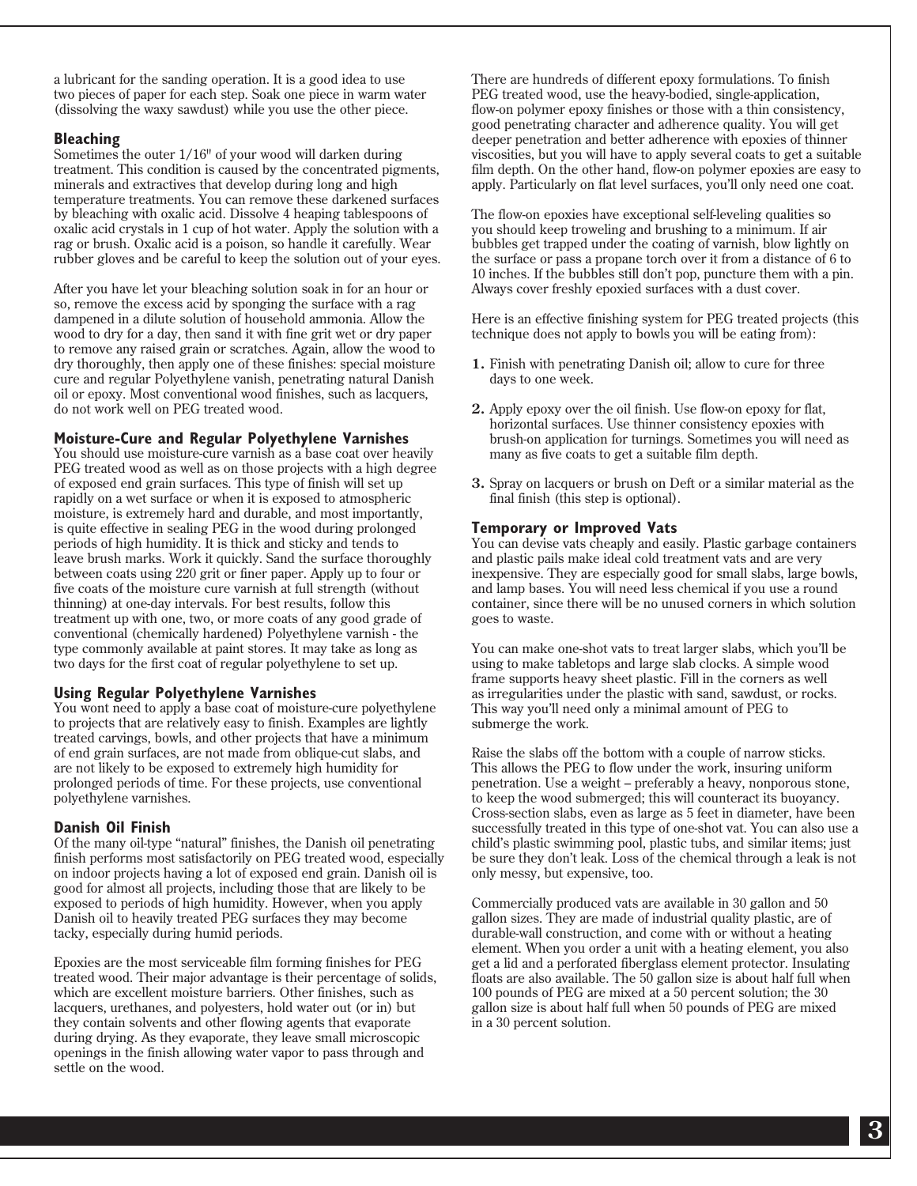a lubricant for the sanding operation. It is a good idea to use two pieces of paper for each step. Soak one piece in warm water (dissolving the waxy sawdust) while you use the other piece.

### Bleaching

Sometimes the outer 1/16" of your wood will darken during treatment. This condition is caused by the concentrated pigments, minerals and extractives that develop during long and high temperature treatments. You can remove these darkened surfaces by bleaching with oxalic acid. Dissolve 4 heaping tablespoons of oxalic acid crystals in 1 cup of hot water. Apply the solution with a rag or brush. Oxalic acid is a poison, so handle it carefully. Wear rubber gloves and be careful to keep the solution out of your eyes.

After you have let your bleaching solution soak in for an hour or so, remove the excess acid by sponging the surface with a rag dampened in a dilute solution of household ammonia. Allow the wood to dry for a day, then sand it with fine grit wet or dry paper to remove any raised grain or scratches. Again, allow the wood to dry thoroughly, then apply one of these finishes: special moisture cure and regular Polyethylene vanish, penetrating natural Danish oil or epoxy. Most conventional wood finishes, such as lacquers, do not work well on PEG treated wood.

### Moisture-Cure and Regular Polyethylene Varnishes

You should use moisture-cure varnish as a base coat over heavily PEG treated wood as well as on those projects with a high degree of exposed end grain surfaces. This type of finish will set up rapidly on a wet surface or when it is exposed to atmospheric moisture, is extremely hard and durable, and most importantly, is quite effective in sealing PEG in the wood during prolonged periods of high humidity. It is thick and sticky and tends to leave brush marks. Work it quickly. Sand the surface thoroughly between coats using 220 grit or finer paper. Apply up to four or five coats of the moisture cure varnish at full strength (without thinning) at one-day intervals. For best results, follow this treatment up with one, two, or more coats of any good grade of conventional (chemically hardened) Polyethylene varnish - the type commonly available at paint stores. It may take as long as two days for the first coat of regular polyethylene to set up.

### Using Regular Polyethylene Varnishes

You wont need to apply a base coat of moisture-cure polyethylene to projects that are relatively easy to finish. Examples are lightly treated carvings, bowls, and other projects that have a minimum of end grain surfaces, are not made from oblique-cut slabs, and are not likely to be exposed to extremely high humidity for prolonged periods of time. For these projects, use conventional polyethylene varnishes.

### Danish Oil Finish

Of the many oil-type "natural" finishes, the Danish oil penetrating finish performs most satisfactorily on PEG treated wood, especially on indoor projects having a lot of exposed end grain. Danish oil is good for almost all projects, including those that are likely to be exposed to periods of high humidity. However, when you apply Danish oil to heavily treated PEG surfaces they may become tacky, especially during humid periods.

Epoxies are the most serviceable film forming finishes for PEG treated wood. Their major advantage is their percentage of solids, which are excellent moisture barriers. Other finishes, such as lacquers, urethanes, and polyesters, hold water out (or in) but they contain solvents and other flowing agents that evaporate during drying. As they evaporate, they leave small microscopic openings in the finish allowing water vapor to pass through and settle on the wood.

There are hundreds of different epoxy formulations. To finish PEG treated wood, use the heavy-bodied, single-application, flow-on polymer epoxy finishes or those with a thin consistency, good penetrating character and adherence quality. You will get deeper penetration and better adherence with epoxies of thinner viscosities, but you will have to apply several coats to get a suitable film depth. On the other hand, flow-on polymer epoxies are easy to apply. Particularly on flat level surfaces, you'll only need one coat.

The flow-on epoxies have exceptional self-leveling qualities so you should keep troweling and brushing to a minimum. If air bubbles get trapped under the coating of varnish, blow lightly on the surface or pass a propane torch over it from a distance of 6 to 10 inches. If the bubbles still don't pop, puncture them with a pin. Always cover freshly epoxied surfaces with a dust cover.

Here is an effective finishing system for PEG treated projects (this technique does not apply to bowls you will be eating from):

1. Finish with penetrating Danish oil; allow to cure for three days to one week.
2. Apply epoxy over the oil finish. Use flow-on epoxy for flat, horizontal surfaces. Use thinner consistency epoxies with brush-on application for turnings. Sometimes you will need as many as five coats to get a suitable film depth.
3. Spray on lacquers or brush on Deft or a similar material as the final finish (this step is optional).

### Temporary or Improved Vats

You can devise vats cheaply and easily. Plastic garbage containers and plastic pails make ideal cold treatment vats and are very inexpensive. They are especially good for small slabs, large bowls, and lamp bases. You will need less chemical if you use a round container, since there will be no unused corners in which solution goes to waste.

You can make one-shot vats to treat larger slabs, which you'll be using to make tabletops and large slab clocks. A simple wood frame supports heavy sheet plastic. Fill in the corners as well as irregularities under the plastic with sand, sawdust, or rocks. This way you'll need only a minimal amount of PEG to submerge the work.

Raise the slabs off the bottom with a couple of narrow sticks. This allows the PEG to flow under the work, insuring uniform penetration. Use a weight – preferably a heavy, nonporous stone, to keep the wood submerged; this will counteract its buoyancy. Cross-section slabs, even as large as 5 feet in diameter, have been successfully treated in this type of one-shot vat. You can also use a child's plastic swimming pool, plastic tubs, and similar items; just be sure they don't leak. Loss of the chemical through a leak is not only messy, but expensive, too.

Commercially produced vats are available in 30 gallon and 50 gallon sizes. They are made of industrial quality plastic, are of durable-wall construction, and come with or without a heating element. When you order a unit with a heating element, you also get a lid and a perforated fiberglass element protector. Insulating floats are also available. The 50 gallon size is about half full when 100 pounds of PEG are mixed at a 50 percent solution; the 30 gallon size is about half full when 50 pounds of PEG are mixed in a 30 percent solution.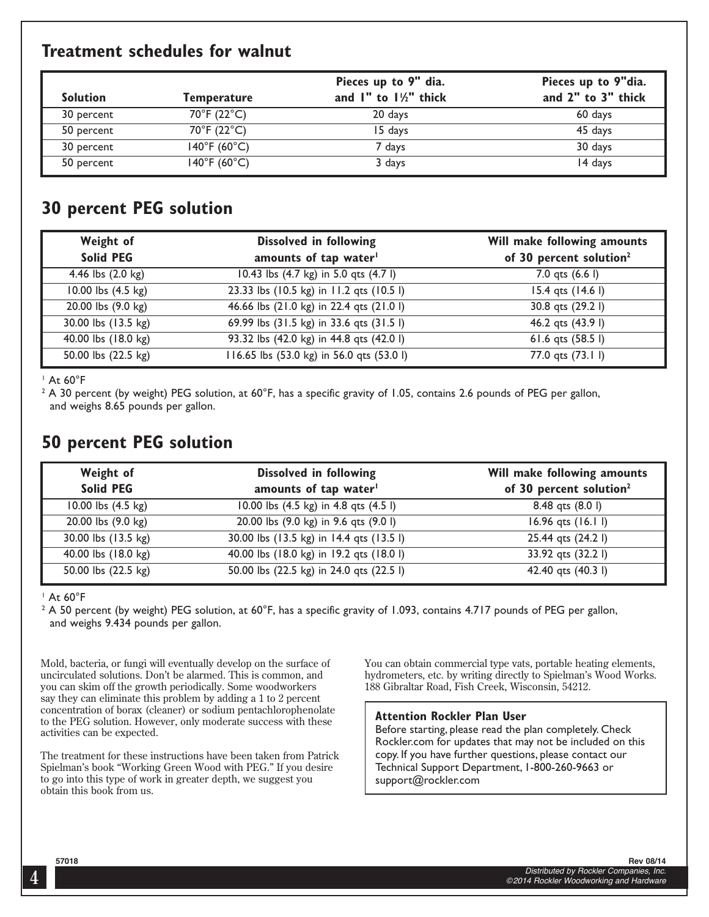## Treatment schedules for walnut

| Solution | Temperature | Pieces up to 9" dia. and 1" to 1½" thick | Pieces up to 9"dia. and 2" to 3" thick |
|---|---|---|---|
| 30 percent | 70°F (22°C) | 20 days | 60 days |
| 50 percent | 70°F (22°C) | 15 days | 45 days |
| 30 percent | 140°F (60°C) | 7 days | 30 days |
| 50 percent | 140°F (60°C) | 3 days | 14 days |

## 30 percent PEG solution

| Weight of Solid PEG | Dissolved in following amounts of tap water[1] | Will make following amounts of 30 percent solution[2] |
|---|---|---|
| 4.46 lbs (2.0 kg) | 10.43 lbs (4.7 kg) in 5.0 qts (4.7 l) | 7.0 qts (6.6 l) |
| 10.00 lbs (4.5 kg) | 23.33 lbs (10.5 kg) in 11.2 qts (10.5 l) | 15.4 qts (14.6 l) |
| 20.00 lbs (9.0 kg) | 46.66 lbs (21.0 kg) in 22.4 qts (21.0 l) | 30.8 qts (29.2 l) |
| 30.00 lbs (13.5 kg) | 69.99 lbs (31.5 kg) in 33.6 qts (31.5 l) | 46.2 qts (43.9 l) |
| 40.00 lbs (18.0 kg) | 93.32 lbs (42.0 kg) in 44.8 qts (42.0 l) | 61.6 qts (58.5 l) |
| 50.00 lbs (22.5 kg) | 116.65 lbs (53.0 kg) in 56.0 qts (53.0 l) | 77.0 qts (73.1 l) |

[1] At 60°F

[2] A 30 percent (by weight) PEG solution, at 60°F, has a specific gravity of 1.05, contains 2.6 pounds of PEG per gallon, and weighs 8.65 pounds per gallon.

## 50 percent PEG solution

| Weight of Solid PEG | Dissolved in following amounts of tap water[1] | Will make following amounts of 30 percent solution[2] |
|---|---|---|
| 10.00 lbs (4.5 kg) | 10.00 lbs (4.5 kg) in 4.8 qts (4.5 l) | 8.48 qts (8.0 l) |
| 20.00 lbs (9.0 kg) | 20.00 lbs (9.0 kg) in 9.6 qts (9.0 l) | 16.96 qts (16.1 l) |
| 30.00 lbs (13.5 kg) | 30.00 lbs (13.5 kg) in 14.4 qts (13.5 l) | 25.44 qts (24.2 l) |
| 40.00 lbs (18.0 kg) | 40.00 lbs (18.0 kg) in 19.2 qts (18.0 l) | 33.92 qts (32.2 l) |
| 50.00 lbs (22.5 kg) | 50.00 lbs (22.5 kg) in 24.0 qts (22.5 l) | 42.40 qts (40.3 l) |

[1] At 60°F

[2] A 50 percent (by weight) PEG solution, at 60°F, has a specific gravity of 1.093, contains 4.717 pounds of PEG per gallon, and weighs 9.434 pounds per gallon.

Mold, bacteria, or fungi will eventually develop on the surface of uncirculated solutions. Don't be alarmed. This is common, and you can skim off the growth periodically. Some woodworkers say they can eliminate this problem by adding a 1 to 2 percent concentration of borax (cleaner) or sodium pentachlorophenolate to the PEG solution. However, only moderate success with these activities can be expected.

The treatment for these instructions have been taken from Patrick Spielman's book "Working Green Wood with PEG." If you desire to go into this type of work in greater depth, we suggest you obtain this book from us.

You can obtain commercial type vats, portable heating elements, hydrometers, etc. by writing directly to Spielman's Wood Works. 188 Gibraltar Road, Fish Creek, Wisconsin, 54212.

**Attention Rockler Plan User**

Before starting, please read the plan completely. Check Rockler.com for updates that may not be included on this copy. If you have further questions, please contact our Technical Support Department, 1-800-260-9663 or support@rockler.com